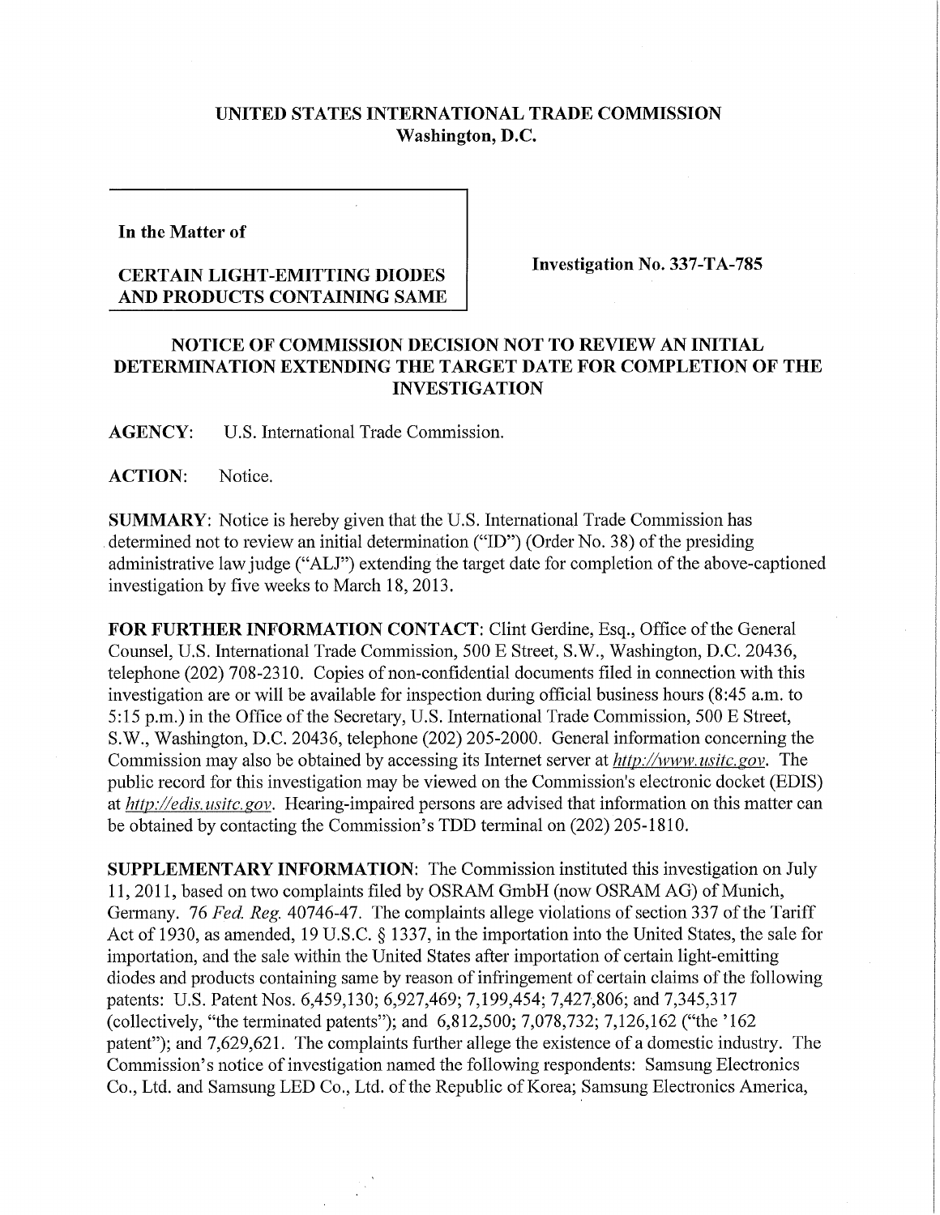**UNITED STATES INTERNATIONAL TRADE COMMISSION**
**Washington, D.C.**

**In the Matter of**

**CERTAIN LIGHT-EMITTING DIODES AND PRODUCTS CONTAINING SAME**

**Investigation No. 337-TA-785**

## NOTICE OF COMMISSION DECISION NOT TO REVIEW AN INITIAL DETERMINATION EXTENDING THE TARGET DATE FOR COMPLETION OF THE INVESTIGATION

**AGENCY:** U.S. International Trade Commission.

**ACTION:** Notice.

**SUMMARY:** Notice is hereby given that the U.S. International Trade Commission has determined not to review an initial determination ("ID") (Order No. 38) of the presiding administrative law judge ("ALJ") extending the target date for completion of the above-captioned investigation by five weeks to March 18, 2013.

**FOR FURTHER INFORMATION CONTACT:** Clint Gerdine, Esq., Office of the General Counsel, U.S. International Trade Commission, 500 E Street, S.W., Washington, D.C. 20436, telephone (202) 708-2310. Copies of non-confidential documents filed in connection with this investigation are or will be available for inspection during official business hours (8:45 a.m. to 5:15 p.m.) in the Office of the Secretary, U.S. International Trade Commission, 500 E Street, S.W., Washington, D.C. 20436, telephone (202) 205-2000. General information concerning the Commission may also be obtained by accessing its Internet server at *http://www.usitc.gov*. The public record for this investigation may be viewed on the Commission's electronic docket (EDIS) at *http://edis.usitc.gov*. Hearing-impaired persons are advised that information on this matter can be obtained by contacting the Commission's TDD terminal on (202) 205-1810.

**SUPPLEMENTARY INFORMATION:** The Commission instituted this investigation on July 11, 2011, based on two complaints filed by OSRAM GmbH (now OSRAM AG) of Munich, Germany. 76 *Fed. Reg.* 40746-47. The complaints allege violations of section 337 of the Tariff Act of 1930, as amended, 19 U.S.C. § 1337, in the importation into the United States, the sale for importation, and the sale within the United States after importation of certain light-emitting diodes and products containing same by reason of infringement of certain claims of the following patents: U.S. Patent Nos. 6,459,130; 6,927,469; 7,199,454; 7,427,806; and 7,345,317 (collectively, "the terminated patents"); and 6,812,500; 7,078,732; 7,126,162 ("the '162 patent"); and 7,629,621. The complaints further allege the existence of a domestic industry. The Commission's notice of investigation named the following respondents: Samsung Electronics Co., Ltd. and Samsung LED Co., Ltd. of the Republic of Korea; Samsung Electronics America,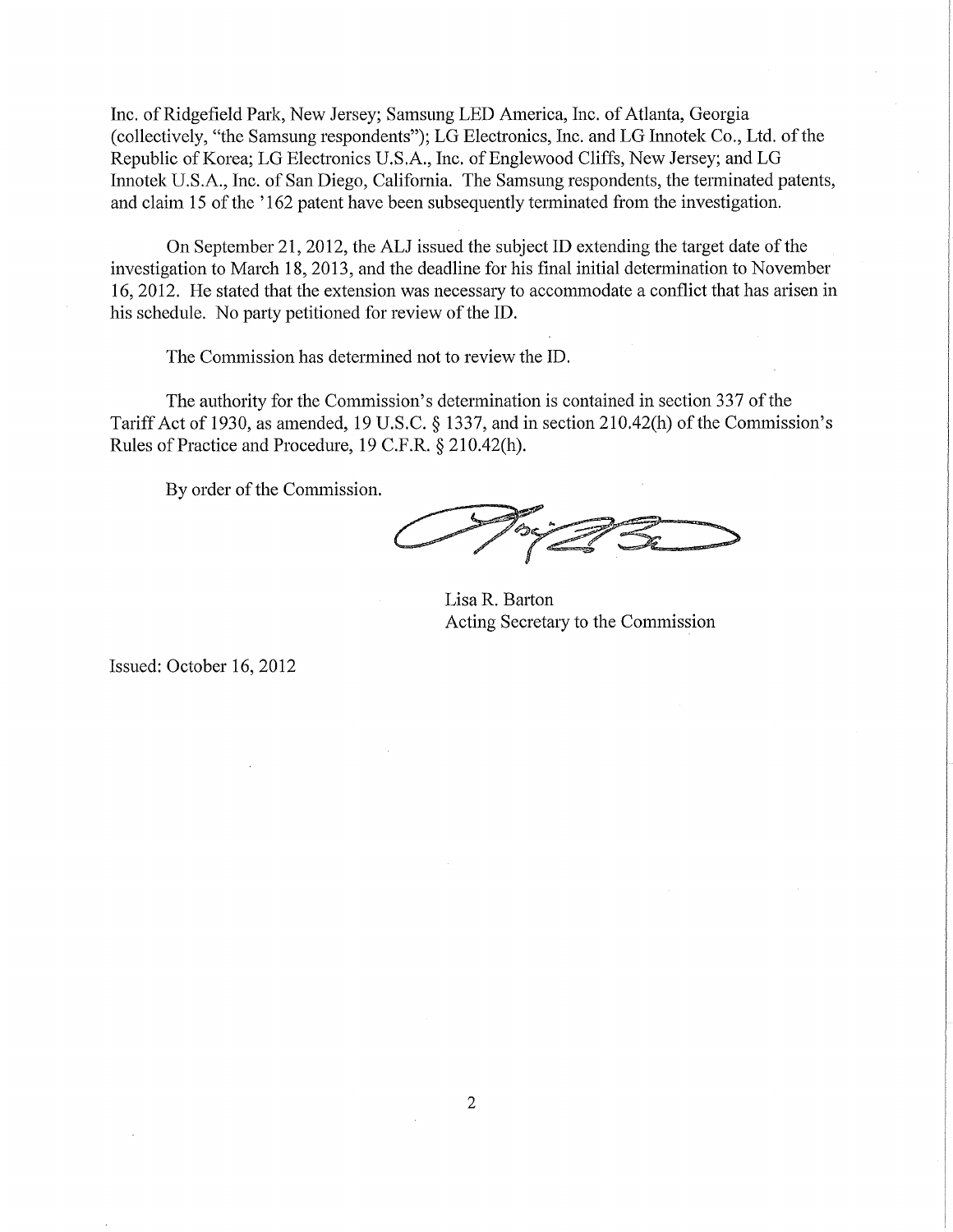Inc. of Ridgefield Park, New Jersey; Samsung LED America, Inc. of Atlanta, Georgia (collectively, "the Samsung respondents"); LG Electronics, Inc. and LG Innotek Co., Ltd. of the Republic of Korea; LG Electronics U.S.A., Inc. of Englewood Cliffs, New Jersey; and LG Innotek U.S.A., Inc. of San Diego, California. The Samsung respondents, the terminated patents, and claim 15 of the '162 patent have been subsequently terminated from the investigation.

On September 21, 2012, the ALJ issued the subject ID extending the target date of the investigation to March 18, 2013, and the deadline for his final initial determination to November 16, 2012. He stated that the extension was necessary to accommodate a conflict that has arisen in his schedule. No party petitioned for review of the ID.

The Commission has determined not to review the ID.

The authority for the Commission's determination is contained in section 337 of the Tariff Act of 1930, as amended, 19 U.S.C. § 1337, and in section 210.42(h) of the Commission's Rules of Practice and Procedure, 19 C.F.R. § 210.42(h).

By order of the Commission.

Lisa R. Barton
Acting Secretary to the Commission

Issued: October 16, 2012